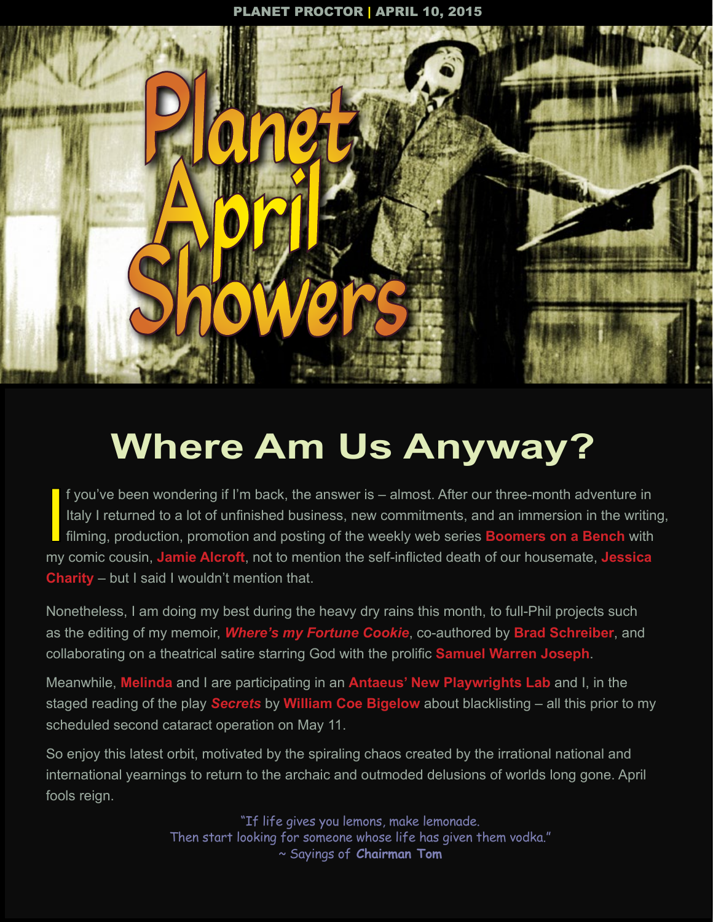# Planet April Showers

## Where Am Us Anyway?

If you've been wondering if I'm back, the answer is – almost. After our three-month adventure in Italy I returned to a lot of unfinished business, new commitments, and an immersion in the writing, filming, production, promotion and posting of the weekly web series **Boomers on a Bench** with my comic cousin, **Jamie Alcroft**, not to mention the self-inflicted death of our housemate, **Jessica Charity** – but I said I wouldn't mention that.

Nonetheless, I am doing my best during the heavy dry rains this month, to full-Phil projects such as the editing of my memoir, ***Where's my Fortune Cookie***, co-authored by **Brad Schreiber**, and collaborating on a theatrical satire starring God with the prolific **Samuel Warren Joseph**.

Meanwhile, **Melinda** and I are participating in an **Antaeus' New Playwrights Lab** and I, in the staged reading of the play ***Secrets*** by **William Coe Bigelow** about blacklisting – all this prior to my scheduled second cataract operation on May 11.

So enjoy this latest orbit, motivated by the spiraling chaos created by the irrational national and international yearnings to return to the archaic and outmoded delusions of worlds long gone. April fools reign.

"If life gives you lemons, make lemonade.
Then start looking for someone whose life has given them vodka."
~ Sayings of **Chairman Tom**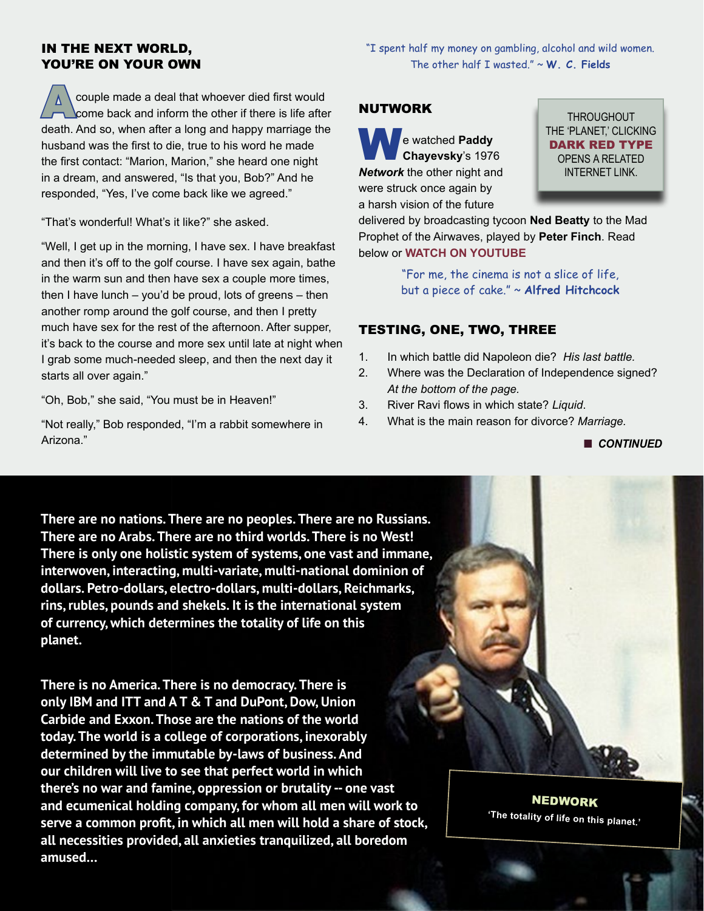## IN THE NEXT WORLD, YOU'RE ON YOUR OWN

A couple made a deal that whoever died first would come back and inform the other if there is life after death. And so, when after a long and happy marriage the husband was the first to die, true to his word he made the first contact: "Marion, Marion," she heard one night in a dream, and answered, "Is that you, Bob?" And he responded, "Yes, I've come back like we agreed."

"That's wonderful! What's it like?" she asked.

"Well, I get up in the morning, I have sex. I have breakfast and then it's off to the golf course. I have sex again, bathe in the warm sun and then have sex a couple more times, then I have lunch – you'd be proud, lots of greens – then another romp around the golf course, and then I pretty much have sex for the rest of the afternoon. After supper, it's back to the course and more sex until late at night when I grab some much-needed sleep, and then the next day it starts all over again."

"Oh, Bob," she said, "You must be in Heaven!"

"Not really," Bob responded, "I'm a rabbit somewhere in Arizona."

*"I spent half my money on gambling, alcohol and wild women. The other half I wasted." ~* ***W. C. Fields***

## NUTWORK

We watched **Paddy Chayevsky**'s 1976 ***Network*** the other night and were struck once again by a harsh vision of the future delivered by broadcasting tycoon **Ned Beatty** to the Mad Prophet of the Airwaves, played by **Peter Finch**. Read below or **WATCH ON YOUTUBE**

THROUGHOUT THE 'PLANET,' CLICKING **DARK RED TYPE** OPENS A RELATED INTERNET LINK.

*"For me, the cinema is not a slice of life, but a piece of cake." ~* ***Alfred Hitchcock***

## TESTING, ONE, TWO, THREE

1. In which battle did Napoleon die? *His last battle.*
2. Where was the Declaration of Independence signed? *At the bottom of the page.*
3. River Ravi flows in which state? *Liquid.*
4. What is the main reason for divorce? *Marriage.*

***CONTINUED***

**There are no nations. There are no peoples. There are no Russians. There are no Arabs. There are no third worlds. There is no West! There is only one holistic system of systems, one vast and immane, interwoven, interacting, multi-variate, multi-national dominion of dollars. Petro-dollars, electro-dollars, multi-dollars, Reichmarks, rins, rubles, pounds and shekels. It is the international system of currency, which determines the totality of life on this planet.**

**There is no America. There is no democracy. There is only IBM and ITT and A T & T and DuPont, Dow, Union Carbide and Exxon. Those are the nations of the world today. The world is a college of corporations, inexorably determined by the immutable by-laws of business. And our children will live to see that perfect world in which there's no war and famine, oppression or brutality -- one vast and ecumenical holding company, for whom all men will work to serve a common profit, in which all men will hold a share of stock, all necessities provided, all anxieties tranquilized, all boredom amused...**

**NEDWORK**
'The totality of life on this planet.'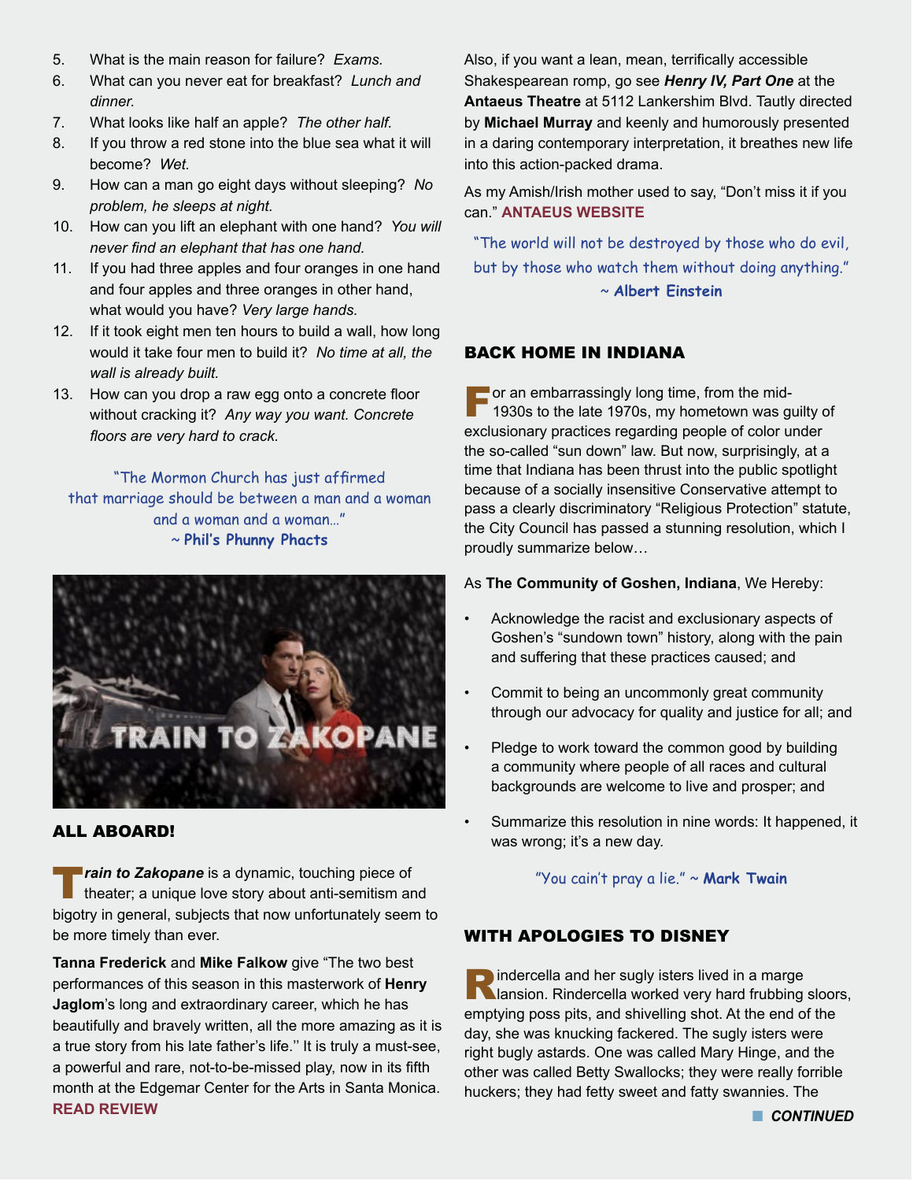5. What is the main reason for failure? *Exams.*
6. What can you never eat for breakfast? *Lunch and dinner.*
7. What looks like half an apple? *The other half.*
8. If you throw a red stone into the blue sea what it will become? *Wet.*
9. How can a man go eight days without sleeping? *No problem, he sleeps at night.*
10. How can you lift an elephant with one hand? *You will never find an elephant that has one hand.*
11. If you had three apples and four oranges in one hand and four apples and three oranges in other hand, what would you have? *Very large hands.*
12. If it took eight men ten hours to build a wall, how long would it take four men to build it? *No time at all, the wall is already built.*
13. How can you drop a raw egg onto a concrete floor without cracking it? *Any way you want. Concrete floors are very hard to crack.*

"The Mormon Church has just affirmed that marriage should be between a man and a woman and a woman and a woman…"
~ **Phil's Phunny Phacts**

TRAIN TO ZAKOPANE

## ALL ABOARD!

***Train to Zakopane*** is a dynamic, touching piece of theater; a unique love story about anti-semitism and bigotry in general, subjects that now unfortunately seem to be more timely than ever.

**Tanna Frederick** and **Mike Falkow** give "The two best performances of this season in this masterwork of **Henry Jaglom**'s long and extraordinary career, which he has beautifully and bravely written, all the more amazing as it is a true story from his late father's life.'' It is truly a must-see, a powerful and rare, not-to-be-missed play, now in its fifth month at the Edgemar Center for the Arts in Santa Monica. **READ REVIEW**

Also, if you want a lean, mean, terrifically accessible Shakespearean romp, go see ***Henry IV, Part One*** at the **Antaeus Theatre** at 5112 Lankershim Blvd. Tautly directed by **Michael Murray** and keenly and humorously presented in a daring contemporary interpretation, it breathes new life into this action-packed drama.

As my Amish/Irish mother used to say, "Don't miss it if you can." **ANTAEUS WEBSITE**

"The world will not be destroyed by those who do evil, but by those who watch them without doing anything."
~ **Albert Einstein**

## BACK HOME IN INDIANA

For an embarrassingly long time, from the mid-1930s to the late 1970s, my hometown was guilty of exclusionary practices regarding people of color under the so-called "sun down" law. But now, surprisingly, at a time that Indiana has been thrust into the public spotlight because of a socially insensitive Conservative attempt to pass a clearly discriminatory "Religious Protection" statute, the City Council has passed a stunning resolution, which I proudly summarize below…

As **The Community of Goshen, Indiana**, We Hereby:

- Acknowledge the racist and exclusionary aspects of Goshen's "sundown town" history, along with the pain and suffering that these practices caused; and
- Commit to being an uncommonly great community through our advocacy for quality and justice for all; and
- Pledge to work toward the common good by building a community where people of all races and cultural backgrounds are welcome to live and prosper; and
- Summarize this resolution in nine words: It happened, it was wrong; it's a new day.

"You cain't pray a lie." ~ **Mark Twain**

## WITH APOLOGIES TO DISNEY

Rindercella and her sugly isters lived in a marge lansion. Rindercella worked very hard frubbing sloors, emptying poss pits, and shivelling shot. At the end of the day, she was knucking fackered. The sugly isters were right bugly astards. One was called Mary Hinge, and the other was called Betty Swallocks; they were really forrible huckers; they had fetty sweet and fatty swannies. The

***CONTINUED***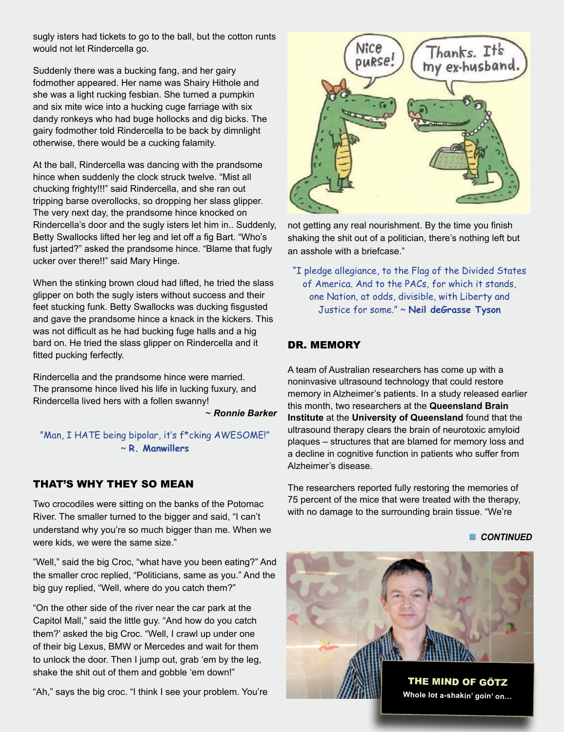sugly isters had tickets to go to the ball, but the cotton runts would not let Rindercella go.

Suddenly there was a bucking fang, and her gairy fodmother appeared. Her name was Shairy Hithole and she was a light rucking fesbian. She turned a pumpkin and six mite wice into a hucking cuge farriage with six dandy ronkeys who had buge hollocks and dig bicks. The gairy fodmother told Rindercella to be back by dimnlight otherwise, there would be a cucking falamity.

At the ball, Rindercella was dancing with the prandsome hince when suddenly the clock struck twelve. "Mist all chucking frighty!!!" said Rindercella, and she ran out tripping barse overollocks, so dropping her slass glipper. The very next day, the prandsome hince knocked on Rindercella's door and the sugly isters let him in.. Suddenly, Betty Swallocks lifted her leg and let off a fig Bart. "Who's fust jarted?" asked the prandsome hince. "Blame that fugly ucker over there!!" said Mary Hinge.

When the stinking brown cloud had lifted, he tried the slass glipper on both the sugly isters without success and their feet stucking funk. Betty Swallocks was ducking fisgusted and gave the prandsome hince a knack in the kickers. This was not difficult as he had bucking fuge halls and a hig bard on. He tried the slass glipper on Rindercella and it fitted pucking perfectly.

Rindercella and the prandsome hince were married. The pransome hince lived his life in lucking fuxury, and Rindercella lived hers with a follen swanny!

*~ **Ronnie Barker***

"Man, I HATE being bipolar, it's f*cking AWESOME!" ~ **R. Manwillers**

## THAT'S WHY THEY SO MEAN

Two crocodiles were sitting on the banks of the Potomac River. The smaller turned to the bigger and said, "I can't understand why you're so much bigger than me. When we were kids, we were the same size."

"Well," said the big Croc, "what have you been eating?" And the smaller croc replied, "Politicians, same as you." And the big guy replied, "Well, where do you catch them?"

"On the other side of the river near the car park at the Capitol Mall," said the little guy. "And how do you catch them?' asked the big Croc. "Well, I crawl up under one of their big Lexus, BMW or Mercedes and wait for them to unlock the door. Then I jump out, grab 'em by the leg, shake the shit out of them and gobble 'em down!"

"Ah," says the big croc. "I think I see your problem. You're not getting any real nourishment. By the time you finish shaking the shit out of a politician, there's nothing left but an asshole with a briefcase."

"I pledge allegiance, to the Flag of the Divided States of America. And to the PACs, for which it stands, one Nation, at odds, divisible, with Liberty and Justice for some." ~ **Neil deGrasse Tyson**

## DR. MEMORY

A team of Australian researchers has come up with a noninvasive ultrasound technology that could restore memory in Alzheimer's patients. In a study released earlier this month, two researchers at the **Queensland Brain Institute** at the **University of Queensland** found that the ultrasound therapy clears the brain of neurotoxic amyloid plaques – structures that are blamed for memory loss and a decline in cognitive function in patients who suffer from Alzheimer's disease.

The researchers reported fully restoring the memories of 75 percent of the mice that were treated with the therapy, with no damage to the surrounding brain tissue. "We're

***CONTINUED***

**THE MIND OF GÖTZ**

**Whole lot a-shakin' goin' on...**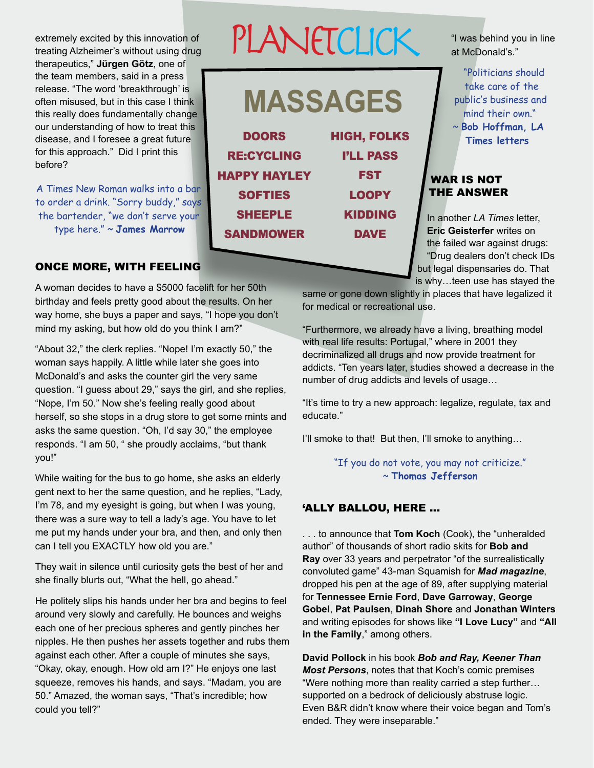extremely excited by this innovation of treating Alzheimer's without using drug therapeutics," **Jürgen Götz**, one of the team members, said in a press release. "The word 'breakthrough' is often misused, but in this case I think this really does fundamentally change our understanding of how to treat this disease, and I foresee a great future for this approach." Did I print this before?

A Times New Roman walks into a bar to order a drink. "Sorry buddy," says the bartender, "we don't serve your type here." ~ **James Marrow**

## ONCE MORE, WITH FEELING

A woman decides to have a $5000 facelift for her 50th birthday and feels pretty good about the results. On her way home, she buys a paper and says, "I hope you don't mind my asking, but how old do you think I am?"

"About 32," the clerk replies. "Nope! I'm exactly 50," the woman says happily. A little while later she goes into McDonald's and asks the counter girl the very same question. "I guess about 29," says the girl, and she replies, "Nope, I'm 50." Now she's feeling really good about herself, so she stops in a drug store to get some mints and asks the same question. "Oh, I'd say 30," the employee responds. "I am 50, " she proudly acclaims, "but thank you!"

While waiting for the bus to go home, she asks an elderly gent next to her the same question, and he replies, "Lady, I'm 78, and my eyesight is going, but when I was young, there was a sure way to tell a lady's age. You have to let me put my hands under your bra, and then, and only then can I tell you EXACTLY how old you are."

They wait in silence until curiosity gets the best of her and she finally blurts out, "What the hell, go ahead."

He politely slips his hands under her bra and begins to feel around very slowly and carefully. He bounces and weighs each one of her precious spheres and gently pinches her nipples. He then pushes her assets together and rubs them against each other. After a couple of minutes she says, "Okay, okay, enough. How old am I?" He enjoys one last squeeze, removes his hands, and says. "Madam, you are 50." Amazed, the woman says, "That's incredible; how could you tell?"

"I was behind you in line at McDonald's."

# PLANETCLICK

## MASSAGES

| | |
|---|---|
| DOORS | HIGH, FOLKS |
| RE:CYCLING | I'LL PASS |
| HAPPY HAYLEY | FST |
| SOFTIES | LOOPY |
| SHEEPLE | KIDDING |
| SANDMOWER | DAVE |

"Politicians should take care of the public's business and mind their own." ~ **Bob Hoffman, LA Times letters**

## WAR IS NOT THE ANSWER

In another *LA Times* letter, **Eric Geisterfer** writes on the failed war against drugs: "Drug dealers don't check IDs but legal dispensaries do. That is why…teen use has stayed the same or gone down slightly in places that have legalized it for medical or recreational use.

"Furthermore, we already have a living, breathing model with real life results: Portugal," where in 2001 they decriminalized all drugs and now provide treatment for addicts. "Ten years later, studies showed a decrease in the number of drug addicts and levels of usage…

"It's time to try a new approach: legalize, regulate, tax and educate."

I'll smoke to that! But then, I'll smoke to anything…

"If you do not vote, you may not criticize." ~ **Thomas Jefferson**

## 'ALLY BALLOU, HERE …

. . . to announce that **Tom Koch** (Cook), the "unheralded author" of thousands of short radio skits for **Bob and Ray** over 33 years and perpetrator "of the surrealistically convoluted game" 43-man Squamish for ***Mad magazine***, dropped his pen at the age of 89, after supplying material for **Tennessee Ernie Ford**, **Dave Garroway**, **George Gobel**, **Pat Paulsen**, **Dinah Shore** and **Jonathan Winters** and writing episodes for shows like **"I Love Lucy"** and **"All in the Family**," among others.

**David Pollock** in his book ***Bob and Ray, Keener Than Most Persons***, notes that that Koch's comic premises "Were nothing more than reality carried a step further… supported on a bedrock of deliciously abstruse logic. Even B&R didn't know where their voice began and Tom's ended. They were inseparable."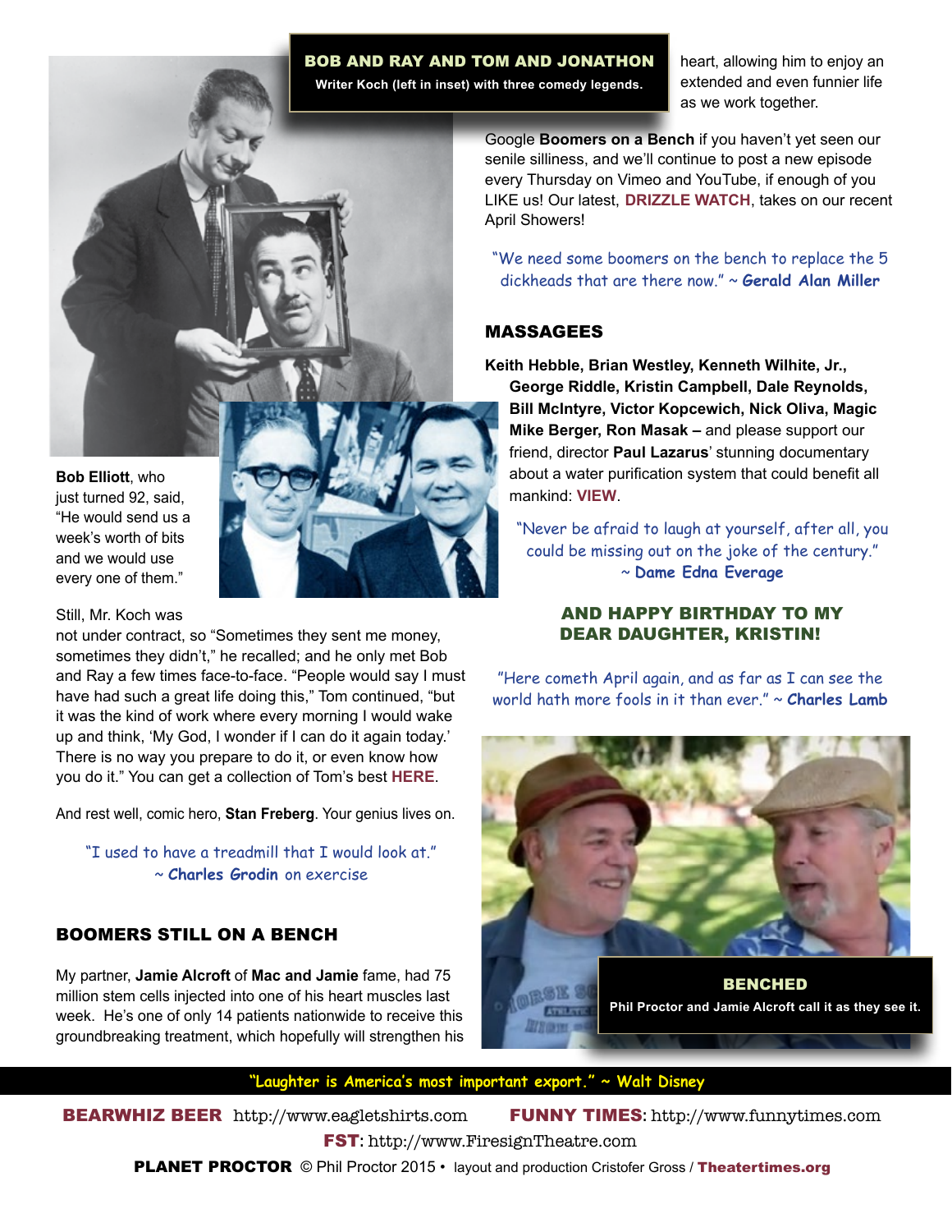**BOB AND RAY AND TOM AND JONATHON**

Writer Koch (left in inset) with three comedy legends.

**Bob Elliott**, who just turned 92, said, "He would send us a week's worth of bits and we would use every one of them."

Still, Mr. Koch was not under contract, so "Sometimes they sent me money, sometimes they didn't," he recalled; and he only met Bob and Ray a few times face-to-face. "People would say I must have had such a great life doing this," Tom continued, "but it was the kind of work where every morning I would wake up and think, 'My God, I wonder if I can do it again today.' There is no way you prepare to do it, or even know how you do it." You can get a collection of Tom's best **HERE**.

And rest well, comic hero, **Stan Freberg**. Your genius lives on.

"I used to have a treadmill that I would look at."
~ **Charles Grodin** on exercise

## BOOMERS STILL ON A BENCH

My partner, **Jamie Alcroft** of **Mac and Jamie** fame, had 75 million stem cells injected into one of his heart muscles last week. He's one of only 14 patients nationwide to receive this groundbreaking treatment, which hopefully will strengthen his heart, allowing him to enjoy an extended and even funnier life as we work together.

Google **Boomers on a Bench** if you haven't yet seen our senile silliness, and we'll continue to post a new episode every Thursday on Vimeo and YouTube, if enough of you LIKE us! Our latest, **DRIZZLE WATCH**, takes on our recent April Showers!

"We need some boomers on the bench to replace the 5 dickheads that are there now." ~ **Gerald Alan Miller**

## MASSAGEES

**Keith Hebble, Brian Westley, Kenneth Wilhite, Jr., George Riddle, Kristin Campbell, Dale Reynolds, Bill McIntyre, Victor Kopcewich, Nick Oliva, Magic Mike Berger, Ron Masak –** and please support our friend, director **Paul Lazarus**' stunning documentary about a water purification system that could benefit all mankind: **VIEW**.

"Never be afraid to laugh at yourself, after all, you could be missing out on the joke of the century."
~ **Dame Edna Everage**

## AND HAPPY BIRTHDAY TO MY DEAR DAUGHTER, KRISTIN!

"Here cometh April again, and as far as I can see the world hath more fools in it than ever." ~ **Charles Lamb**

**BENCHED**

Phil Proctor and Jamie Alcroft call it as they see it.

**"Laughter is America's most important export." ~ Walt Disney**

**BEARWHIZ BEER** http://www.eagletshirts.com **FUNNY TIMES**: http://www.funnytimes.com

**FST**: http://www.FiresignTheatre.com

**PLANET PROCTOR** © Phil Proctor 2015 • layout and production Cristofer Gross / **Theatertimes.org**